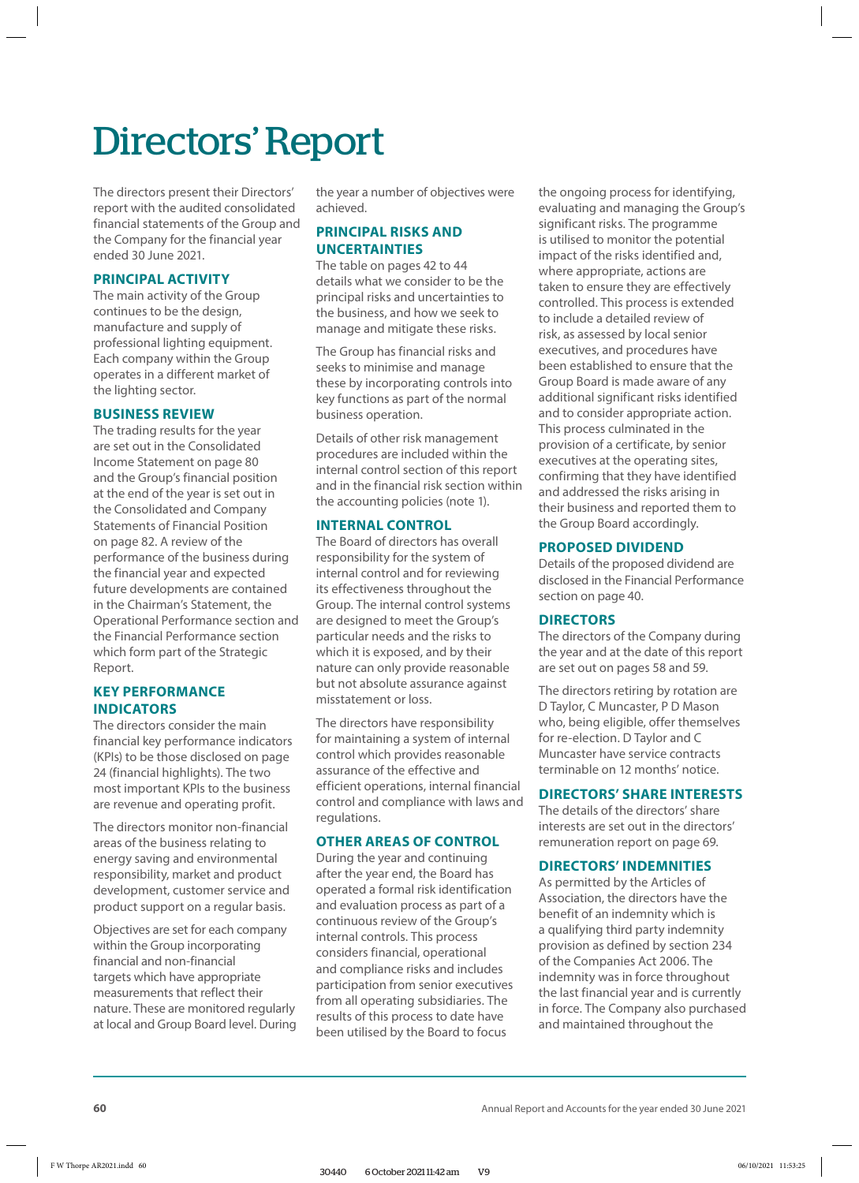# Directors' Report

The directors present their Directors' report with the audited consolidated financial statements of the Group and the Company for the financial year ended 30 June 2021.

## PRINCIPAL ACTIVITY

The main activity of the Group continues to be the design, manufacture and supply of professional lighting equipment. Each company within the Group operates in a different market of the lighting sector.

## BUSINESS REVIEW

The trading results for the year are set out in the Consolidated Income Statement on page 80 and the Group's financial position at the end of the year is set out in the Consolidated and Company Statements of Financial Position on page 82. A review of the performance of the business during the financial year and expected future developments are contained in the Chairman's Statement, the Operational Performance section and the Financial Performance section which form part of the Strategic Report.

## KEY PERFORMANCE INDICATORS

The directors consider the main financial key performance indicators (KPIs) to be those disclosed on page 24 (financial highlights). The two most important KPIs to the business are revenue and operating profit.

The directors monitor non-financial areas of the business relating to energy saving and environmental responsibility, market and product development, customer service and product support on a regular basis.

Objectives are set for each company within the Group incorporating financial and non-financial targets which have appropriate measurements that reflect their nature. These are monitored regularly at local and Group Board level. During the year a number of objectives were achieved.

## PRINCIPAL RISKS AND UNCERTAINTIES

The table on pages 42 to 44 details what we consider to be the principal risks and uncertainties to the business, and how we seek to manage and mitigate these risks.

The Group has financial risks and seeks to minimise and manage these by incorporating controls into key functions as part of the normal business operation.

Details of other risk management procedures are included within the internal control section of this report and in the financial risk section within the accounting policies (note 1).

## INTERNAL CONTROL

The Board of directors has overall responsibility for the system of internal control and for reviewing its effectiveness throughout the Group. The internal control systems are designed to meet the Group's particular needs and the risks to which it is exposed, and by their nature can only provide reasonable but not absolute assurance against misstatement or loss.

The directors have responsibility for maintaining a system of internal control which provides reasonable assurance of the effective and efficient operations, internal financial control and compliance with laws and regulations.

## OTHER AREAS OF CONTROL

During the year and continuing after the year end, the Board has operated a formal risk identification and evaluation process as part of a continuous review of the Group's internal controls. This process considers financial, operational and compliance risks and includes participation from senior executives from all operating subsidiaries. The results of this process to date have been utilised by the Board to focus the ongoing process for identifying, evaluating and managing the Group's significant risks. The programme is utilised to monitor the potential impact of the risks identified and, where appropriate, actions are taken to ensure they are effectively controlled. This process is extended to include a detailed review of risk, as assessed by local senior executives, and procedures have been established to ensure that the Group Board is made aware of any additional significant risks identified and to consider appropriate action. This process culminated in the provision of a certificate, by senior executives at the operating sites, confirming that they have identified and addressed the risks arising in their business and reported them to the Group Board accordingly.

## PROPOSED DIVIDEND

Details of the proposed dividend are disclosed in the Financial Performance section on page 40.

## DIRECTORS

The directors of the Company during the year and at the date of this report are set out on pages 58 and 59.

The directors retiring by rotation are D Taylor, C Muncaster, P D Mason who, being eligible, offer themselves for re-election. D Taylor and C Muncaster have service contracts terminable on 12 months' notice.

## DIRECTORS' SHARE INTERESTS

The details of the directors' share interests are set out in the directors' remuneration report on page 69.

## DIRECTORS' INDEMNITIES

As permitted by the Articles of Association, the directors have the benefit of an indemnity which is a qualifying third party indemnity provision as defined by section 234 of the Companies Act 2006. The indemnity was in force throughout the last financial year and is currently in force. The Company also purchased and maintained throughout the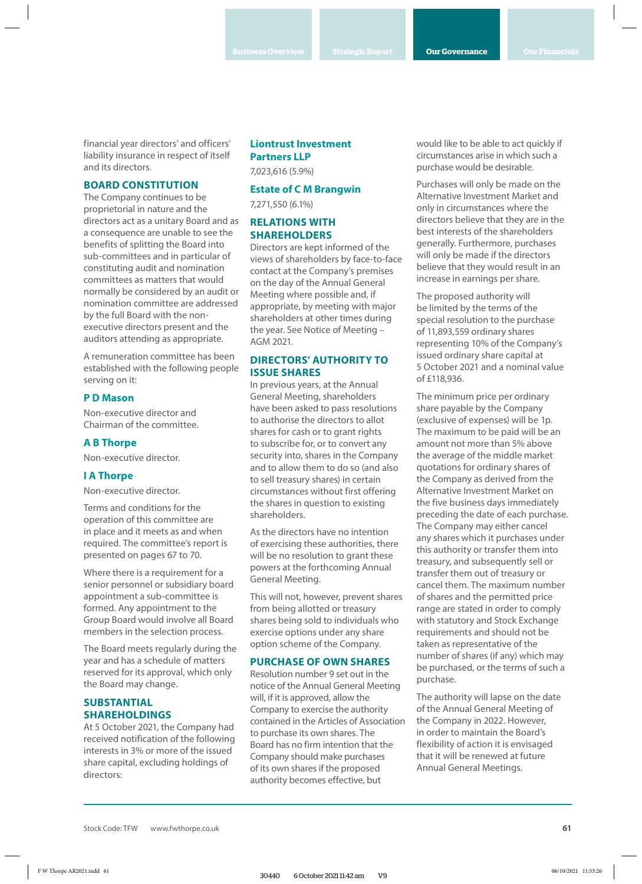financial year directors' and officers' liability insurance in respect of itself and its directors.

## BOARD CONSTITUTION

The Company continues to be proprietorial in nature and the directors act as a unitary Board and as a consequence are unable to see the benefits of splitting the Board into sub-committees and in particular of constituting audit and nomination committees as matters that would normally be considered by an audit or nomination committee are addressed by the full Board with the non-executive directors present and the auditors attending as appropriate.

A remuneration committee has been established with the following people serving on it:

### P D Mason

Non-executive director and Chairman of the committee.

### A B Thorpe

Non-executive director.

### I A Thorpe

Non-executive director.

Terms and conditions for the operation of this committee are in place and it meets as and when required. The committee's report is presented on pages 67 to 70.

Where there is a requirement for a senior personnel or subsidiary board appointment a sub-committee is formed. Any appointment to the Group Board would involve all Board members in the selection process.

The Board meets regularly during the year and has a schedule of matters reserved for its approval, which only the Board may change.

## SUBSTANTIAL SHAREHOLDINGS

At 5 October 2021, the Company had received notification of the following interests in 3% or more of the issued share capital, excluding holdings of directors:

### Liontrust Investment Partners LLP

7,023,616 (5.9%)

### Estate of C M Brangwin

7,271,550 (6.1%)

## RELATIONS WITH SHAREHOLDERS

Directors are kept informed of the views of shareholders by face-to-face contact at the Company's premises on the day of the Annual General Meeting where possible and, if appropriate, by meeting with major shareholders at other times during the year. See Notice of Meeting – AGM 2021.

## DIRECTORS' AUTHORITY TO ISSUE SHARES

In previous years, at the Annual General Meeting, shareholders have been asked to pass resolutions to authorise the directors to allot shares for cash or to grant rights to subscribe for, or to convert any security into, shares in the Company and to allow them to do so (and also to sell treasury shares) in certain circumstances without first offering the shares in question to existing shareholders.

As the directors have no intention of exercising these authorities, there will be no resolution to grant these powers at the forthcoming Annual General Meeting.

This will not, however, prevent shares from being allotted or treasury shares being sold to individuals who exercise options under any share option scheme of the Company.

## PURCHASE OF OWN SHARES

Resolution number 9 set out in the notice of the Annual General Meeting will, if it is approved, allow the Company to exercise the authority contained in the Articles of Association to purchase its own shares. The Board has no firm intention that the Company should make purchases of its own shares if the proposed authority becomes effective, but would like to be able to act quickly if circumstances arise in which such a purchase would be desirable.

Purchases will only be made on the Alternative Investment Market and only in circumstances where the directors believe that they are in the best interests of the shareholders generally. Furthermore, purchases will only be made if the directors believe that they would result in an increase in earnings per share.

The proposed authority will be limited by the terms of the special resolution to the purchase of 11,893,559 ordinary shares representing 10% of the Company's issued ordinary share capital at 5 October 2021 and a nominal value of £118,936.

The minimum price per ordinary share payable by the Company (exclusive of expenses) will be 1p. The maximum to be paid will be an amount not more than 5% above the average of the middle market quotations for ordinary shares of the Company as derived from the Alternative Investment Market on the five business days immediately preceding the date of each purchase. The Company may either cancel any shares which it purchases under this authority or transfer them into treasury, and subsequently sell or transfer them out of treasury or cancel them. The maximum number of shares and the permitted price range are stated in order to comply with statutory and Stock Exchange requirements and should not be taken as representative of the number of shares (if any) which may be purchased, or the terms of such a purchase.

The authority will lapse on the date of the Annual General Meeting of the Company in 2022. However, in order to maintain the Board's flexibility of action it is envisaged that it will be renewed at future Annual General Meetings.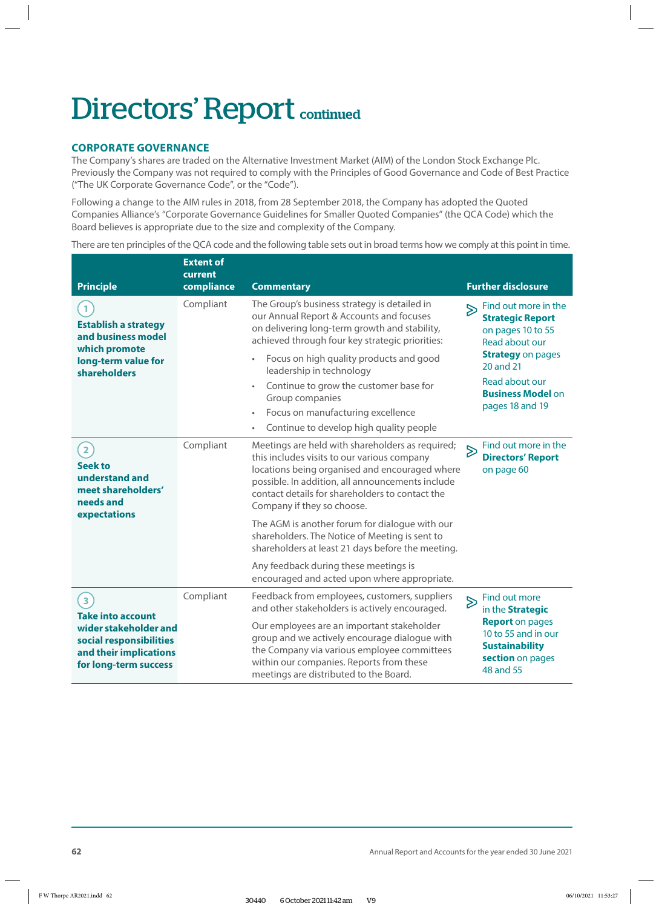# Directors' Report continued

## CORPORATE GOVERNANCE

The Company's shares are traded on the Alternative Investment Market (AIM) of the London Stock Exchange Plc. Previously the Company was not required to comply with the Principles of Good Governance and Code of Best Practice ("The UK Corporate Governance Code", or the "Code").

Following a change to the AIM rules in 2018, from 28 September 2018, the Company has adopted the Quoted Companies Alliance's "Corporate Governance Guidelines for Smaller Quoted Companies" (the QCA Code) which the Board believes is appropriate due to the size and complexity of the Company.

There are ten principles of the QCA code and the following table sets out in broad terms how we comply at this point in time.

| Principle | Extent of current compliance | Commentary | Further disclosure |
|---|---|---|---|
| **1 Establish a strategy and business model which promote long-term value for shareholders** | Compliant | The Group's business strategy is detailed in our Annual Report & Accounts and focuses on delivering long-term growth and stability, achieved through four key strategic priorities:<br>• Focus on high quality products and good leadership in technology<br>• Continue to grow the customer base for Group companies<br>• Focus on manufacturing excellence<br>• Continue to develop high quality people | Find out more in the **Strategic Report** on pages 10 to 55<br>Read about our **Strategy** on pages 20 and 21<br>Read about our **Business Model** on pages 18 and 19 |
| **2 Seek to understand and meet shareholders' needs and expectations** | Compliant | Meetings are held with shareholders as required; this includes visits to our various company locations being organised and encouraged where possible. In addition, all announcements include contact details for shareholders to contact the Company if they so choose.<br>The AGM is another forum for dialogue with our shareholders. The Notice of Meeting is sent to shareholders at least 21 days before the meeting.<br>Any feedback during these meetings is encouraged and acted upon where appropriate. | Find out more in the **Directors' Report** on page 60 |
| **3 Take into account wider stakeholder and social responsibilities and their implications for long-term success** | Compliant | Feedback from employees, customers, suppliers and other stakeholders is actively encouraged.<br>Our employees are an important stakeholder group and we actively encourage dialogue with the Company via various employee committees within our companies. Reports from these meetings are distributed to the Board. | Find out more in the **Strategic Report** on pages 10 to 55 and in our **Sustainability section** on pages 48 and 55 |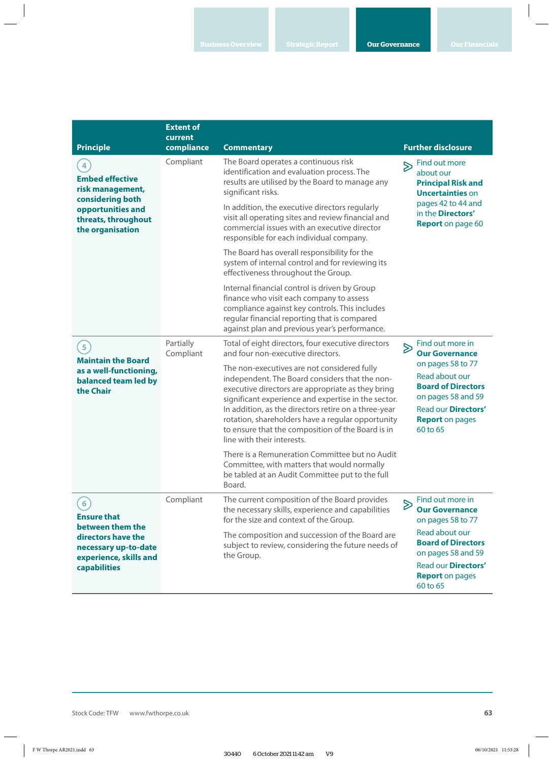| Principle | Extent of current compliance | Commentary | Further disclosure |
|---|---|---|---|
| 4 **Embed effective risk management, considering both opportunities and threats, throughout the organisation** | Compliant | The Board operates a continuous risk identification and evaluation process. The results are utilised by the Board to manage any significant risks.<br><br>In addition, the executive directors regularly visit all operating sites and review financial and commercial issues with an executive director responsible for each individual company.<br><br>The Board has overall responsibility for the system of internal control and for reviewing its effectiveness throughout the Group.<br><br>Internal financial control is driven by Group finance who visit each company to assess compliance against key controls. This includes regular financial reporting that is compared against plan and previous year's performance. | Find out more about our **Principal Risk and Uncertainties** on pages 42 to 44 and in the **Directors' Report** on page 60 |
| 5 **Maintain the Board as a well-functioning, balanced team led by the Chair** | Partially Compliant | Total of eight directors, four executive directors and four non-executive directors.<br><br>The non-executives are not considered fully independent. The Board considers that the non-executive directors are appropriate as they bring significant experience and expertise in the sector. In addition, as the directors retire on a three-year rotation, shareholders have a regular opportunity to ensure that the composition of the Board is in line with their interests.<br><br>There is a Remuneration Committee but no Audit Committee, with matters that would normally be tabled at an Audit Committee put to the full Board. | Find out more in **Our Governance** on pages 58 to 77<br><br>Read about our **Board of Directors** on pages 58 and 59<br><br>Read our **Directors' Report** on pages 60 to 65 |
| 6 **Ensure that between them the directors have the necessary up-to-date experience, skills and capabilities** | Compliant | The current composition of the Board provides the necessary skills, experience and capabilities for the size and context of the Group.<br><br>The composition and succession of the Board are subject to review, considering the future needs of the Group. | Find out more in **Our Governance** on pages 58 to 77<br><br>Read about our **Board of Directors** on pages 58 and 59<br><br>Read our **Directors' Report** on pages 60 to 65 |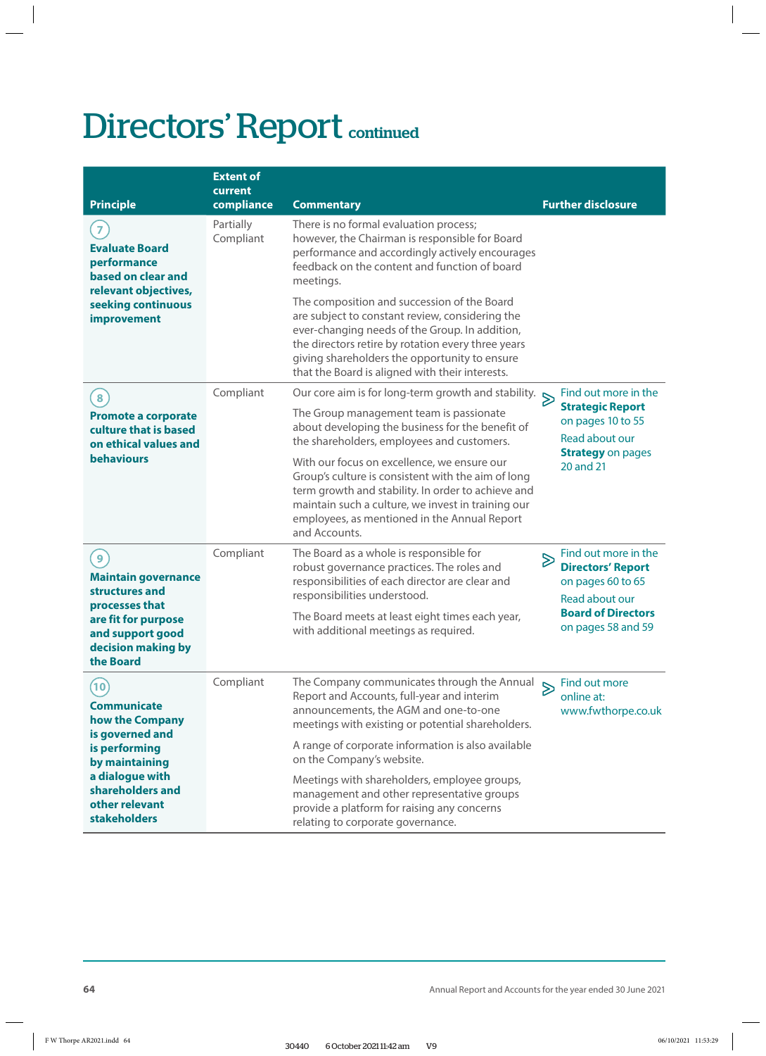# Directors' Report continued

| Principle | Extent of current compliance | Commentary | Further disclosure |
|---|---|---|---|
| 7 **Evaluate Board performance based on clear and relevant objectives, seeking continuous improvement** | Partially Compliant | There is no formal evaluation process; however, the Chairman is responsible for Board performance and accordingly actively encourages feedback on the content and function of board meetings. The composition and succession of the Board are subject to constant review, considering the ever-changing needs of the Group. In addition, the directors retire by rotation every three years giving shareholders the opportunity to ensure that the Board is aligned with their interests. | |
| 8 **Promote a corporate culture that is based on ethical values and behaviours** | Compliant | Our core aim is for long-term growth and stability. The Group management team is passionate about developing the business for the benefit of the shareholders, employees and customers. With our focus on excellence, we ensure our Group's culture is consistent with the aim of long term growth and stability. In order to achieve and maintain such a culture, we invest in training our employees, as mentioned in the Annual Report and Accounts. | Find out more in the **Strategic Report** on pages 10 to 55. Read about our **Strategy** on pages 20 and 21 |
| 9 **Maintain governance structures and processes that are fit for purpose and support good decision making by the Board** | Compliant | The Board as a whole is responsible for robust governance practices. The roles and responsibilities of each director are clear and responsibilities understood. The Board meets at least eight times each year, with additional meetings as required. | Find out more in the **Directors' Report** on pages 60 to 65. Read about our **Board of Directors** on pages 58 and 59 |
| 10 **Communicate how the Company is governed and is performing by maintaining a dialogue with shareholders and other relevant stakeholders** | Compliant | The Company communicates through the Annual Report and Accounts, full-year and interim announcements, the AGM and one-to-one meetings with existing or potential shareholders. A range of corporate information is also available on the Company's website. Meetings with shareholders, employee groups, management and other representative groups provide a platform for raising any concerns relating to corporate governance. | Find out more online at: www.fwthorpe.co.uk |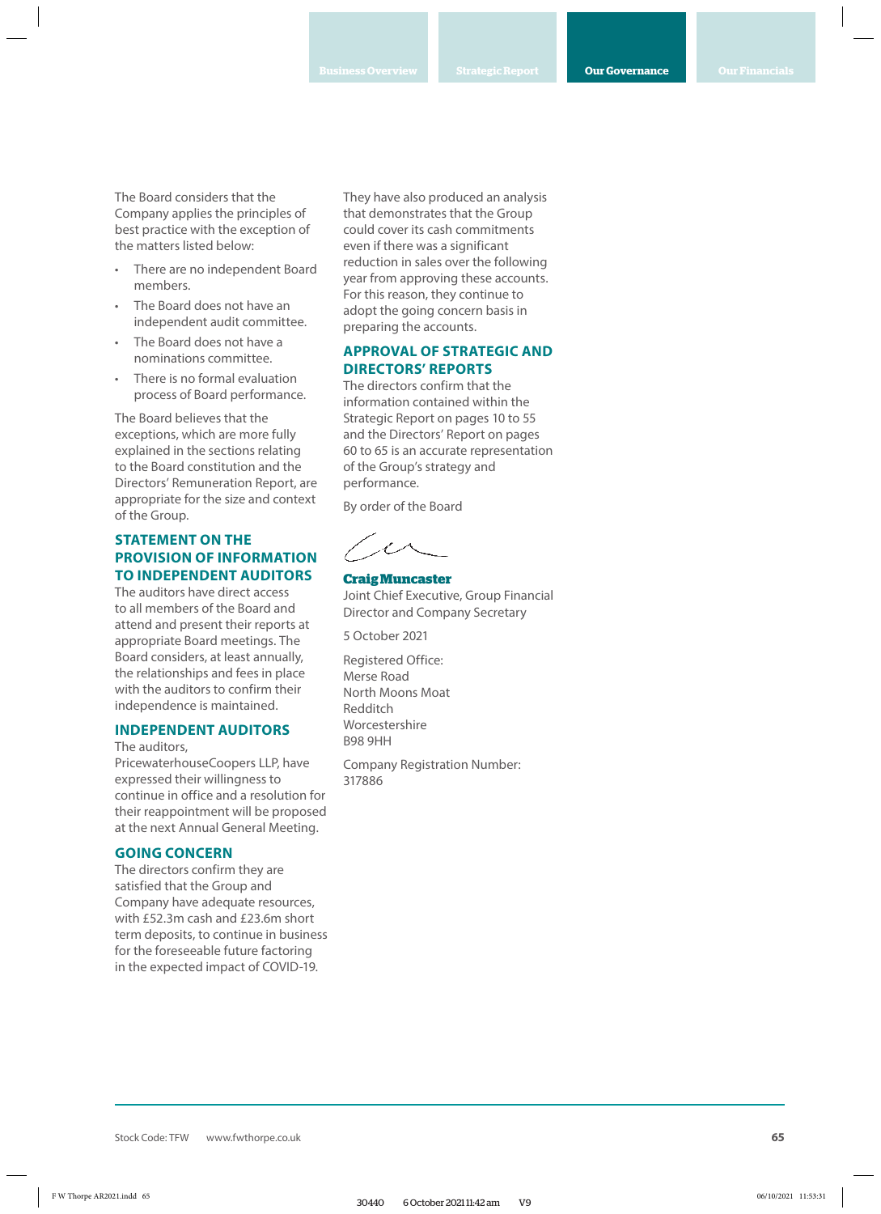The Board considers that the Company applies the principles of best practice with the exception of the matters listed below:

- There are no independent Board members.
- The Board does not have an independent audit committee.
- The Board does not have a nominations committee.
- There is no formal evaluation process of Board performance.

The Board believes that the exceptions, which are more fully explained in the sections relating to the Board constitution and the Directors' Remuneration Report, are appropriate for the size and context of the Group.

## STATEMENT ON THE PROVISION OF INFORMATION TO INDEPENDENT AUDITORS

The auditors have direct access to all members of the Board and attend and present their reports at appropriate Board meetings. The Board considers, at least annually, the relationships and fees in place with the auditors to confirm their independence is maintained.

## INDEPENDENT AUDITORS

The auditors, PricewaterhouseCoopers LLP, have expressed their willingness to continue in office and a resolution for their reappointment will be proposed at the next Annual General Meeting.

## GOING CONCERN

The directors confirm they are satisfied that the Group and Company have adequate resources, with £52.3m cash and £23.6m short term deposits, to continue in business for the foreseeable future factoring in the expected impact of COVID-19.

They have also produced an analysis that demonstrates that the Group could cover its cash commitments even if there was a significant reduction in sales over the following year from approving these accounts. For this reason, they continue to adopt the going concern basis in preparing the accounts.

## APPROVAL OF STRATEGIC AND DIRECTORS' REPORTS

The directors confirm that the information contained within the Strategic Report on pages 10 to 55 and the Directors' Report on pages 60 to 65 is an accurate representation of the Group's strategy and performance.

By order of the Board

**Craig Muncaster**
Joint Chief Executive, Group Financial Director and Company Secretary

5 October 2021

Registered Office:
Merse Road
North Moons Moat
Redditch
Worcestershire
B98 9HH

Company Registration Number:
317886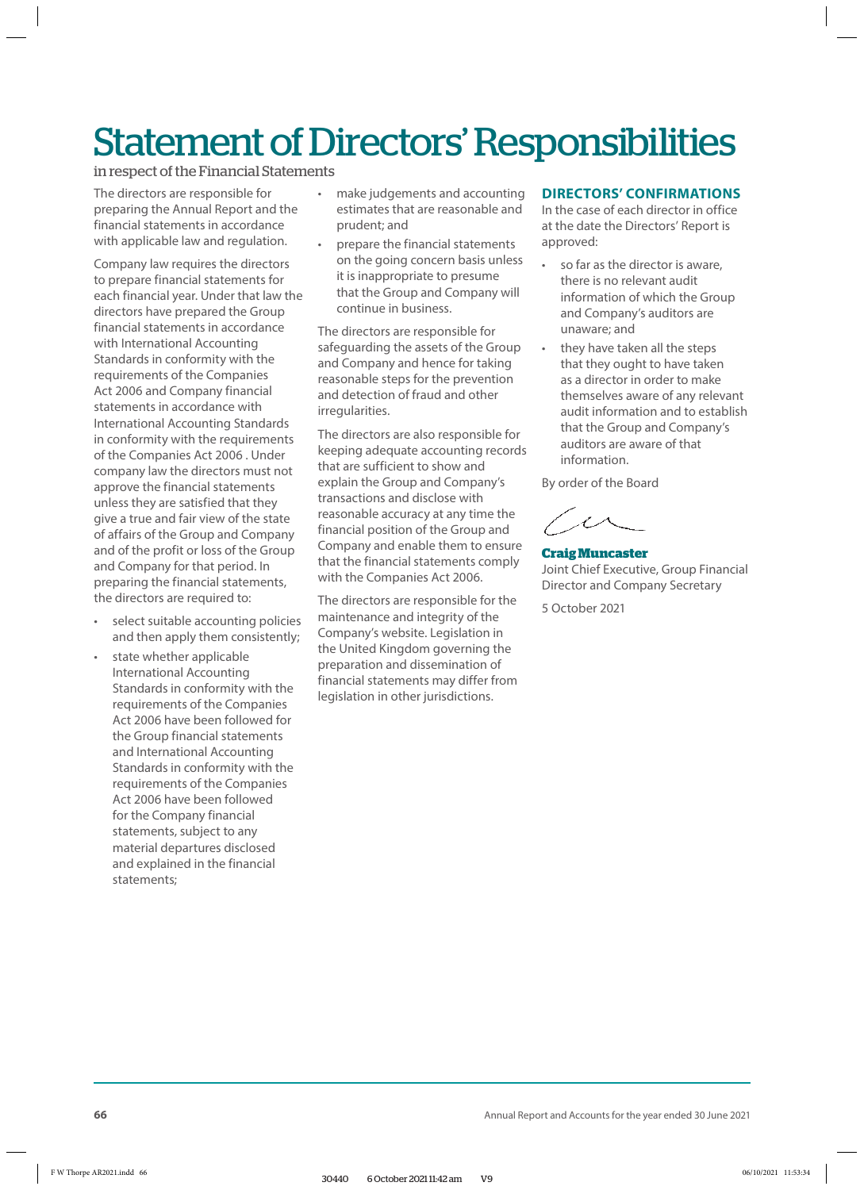# Statement of Directors' Responsibilities

in respect of the Financial Statements

The directors are responsible for preparing the Annual Report and the financial statements in accordance with applicable law and regulation.

Company law requires the directors to prepare financial statements for each financial year. Under that law the directors have prepared the Group financial statements in accordance with International Accounting Standards in conformity with the requirements of the Companies Act 2006 and Company financial statements in accordance with International Accounting Standards in conformity with the requirements of the Companies Act 2006 . Under company law the directors must not approve the financial statements unless they are satisfied that they give a true and fair view of the state of affairs of the Group and Company and of the profit or loss of the Group and Company for that period. In preparing the financial statements, the directors are required to:

- select suitable accounting policies and then apply them consistently;
- state whether applicable International Accounting Standards in conformity with the requirements of the Companies Act 2006 have been followed for the Group financial statements and International Accounting Standards in conformity with the requirements of the Companies Act 2006 have been followed for the Company financial statements, subject to any material departures disclosed and explained in the financial statements;
- make judgements and accounting estimates that are reasonable and prudent; and
- prepare the financial statements on the going concern basis unless it is inappropriate to presume that the Group and Company will continue in business.

The directors are responsible for safeguarding the assets of the Group and Company and hence for taking reasonable steps for the prevention and detection of fraud and other irregularities.

The directors are also responsible for keeping adequate accounting records that are sufficient to show and explain the Group and Company's transactions and disclose with reasonable accuracy at any time the financial position of the Group and Company and enable them to ensure that the financial statements comply with the Companies Act 2006.

The directors are responsible for the maintenance and integrity of the Company's website. Legislation in the United Kingdom governing the preparation and dissemination of financial statements may differ from legislation in other jurisdictions.

## DIRECTORS' CONFIRMATIONS

In the case of each director in office at the date the Directors' Report is approved:

- so far as the director is aware, there is no relevant audit information of which the Group and Company's auditors are unaware; and
- they have taken all the steps that they ought to have taken as a director in order to make themselves aware of any relevant audit information and to establish that the Group and Company's auditors are aware of that information.

By order of the Board

**Craig Muncaster**
Joint Chief Executive, Group Financial Director and Company Secretary

5 October 2021